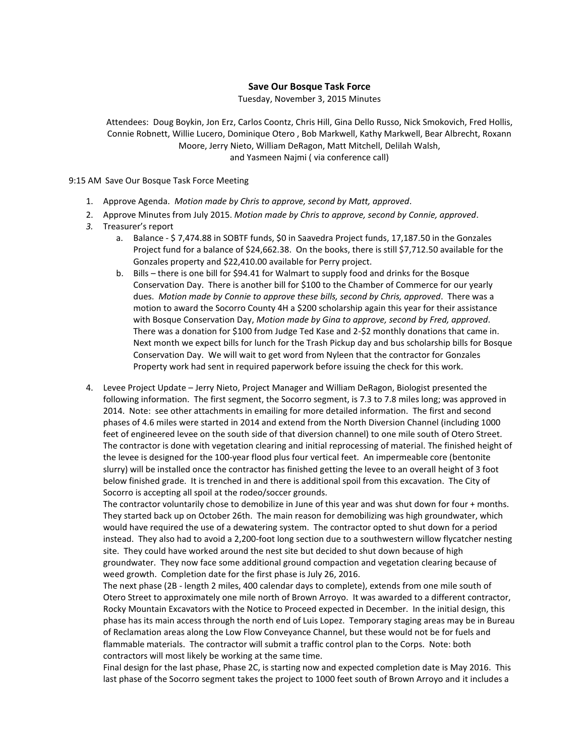**Save Our Bosque Task Force**

Tuesday, November 3, 2015 Minutes

Attendees: Doug Boykin, Jon Erz, Carlos Coontz, Chris Hill, Gina Dello Russo, Nick Smokovich, Fred Hollis, Connie Robnett, Willie Lucero, Dominique Otero , Bob Markwell, Kathy Markwell, Bear Albrecht, Roxann Moore, Jerry Nieto, William DeRagon, Matt Mitchell, Delilah Walsh, and Yasmeen Najmi ( via conference call)

9:15 AM Save Our Bosque Task Force Meeting

1. Approve Agenda. *Motion made by Chris to approve, second by Matt, approved*.
2. Approve Minutes from July 2015. *Motion made by Chris to approve, second by Connie, approved*.
3. Treasurer's report
   a. Balance - $ 7,474.88 in SOBTF funds, $0 in Saavedra Project funds, 17,187.50 in the Gonzales Project fund for a balance of $24,662.38. On the books, there is still $7,712.50 available for the Gonzales property and $22,410.00 available for Perry project.
   b. Bills – there is one bill for $94.41 for Walmart to supply food and drinks for the Bosque Conservation Day. There is another bill for $100 to the Chamber of Commerce for our yearly dues. *Motion made by Connie to approve these bills, second by Chris, approved*. There was a motion to award the Socorro County 4H a $200 scholarship again this year for their assistance with Bosque Conservation Day, *Motion made by Gina to approve, second by Fred, approved*. There was a donation for $100 from Judge Ted Kase and 2-$2 monthly donations that came in. Next month we expect bills for lunch for the Trash Pickup day and bus scholarship bills for Bosque Conservation Day. We will wait to get word from Nyleen that the contractor for Gonzales Property work had sent in required paperwork before issuing the check for this work.
4. Levee Project Update – Jerry Nieto, Project Manager and William DeRagon, Biologist presented the following information. The first segment, the Socorro segment, is 7.3 to 7.8 miles long; was approved in 2014. Note: see other attachments in emailing for more detailed information. The first and second phases of 4.6 miles were started in 2014 and extend from the North Diversion Channel (including 1000 feet of engineered levee on the south side of that diversion channel) to one mile south of Otero Street. The contractor is done with vegetation clearing and initial reprocessing of material. The finished height of the levee is designed for the 100-year flood plus four vertical feet. An impermeable core (bentonite slurry) will be installed once the contractor has finished getting the levee to an overall height of 3 foot below finished grade. It is trenched in and there is additional spoil from this excavation. The City of Socorro is accepting all spoil at the rodeo/soccer grounds.

   The contractor voluntarily chose to demobilize in June of this year and was shut down for four + months. They started back up on October 26th. The main reason for demobilizing was high groundwater, which would have required the use of a dewatering system. The contractor opted to shut down for a period instead. They also had to avoid a 2,200-foot long section due to a southwestern willow flycatcher nesting site. They could have worked around the nest site but decided to shut down because of high groundwater. They now face some additional ground compaction and vegetation clearing because of weed growth. Completion date for the first phase is July 26, 2016.

   The next phase (2B - length 2 miles, 400 calendar days to complete), extends from one mile south of Otero Street to approximately one mile north of Brown Arroyo. It was awarded to a different contractor, Rocky Mountain Excavators with the Notice to Proceed expected in December. In the initial design, this phase has its main access through the north end of Luis Lopez. Temporary staging areas may be in Bureau of Reclamation areas along the Low Flow Conveyance Channel, but these would not be for fuels and flammable materials. The contractor will submit a traffic control plan to the Corps. Note: both contractors will most likely be working at the same time.

   Final design for the last phase, Phase 2C, is starting now and expected completion date is May 2016. This last phase of the Socorro segment takes the project to 1000 feet south of Brown Arroyo and it includes a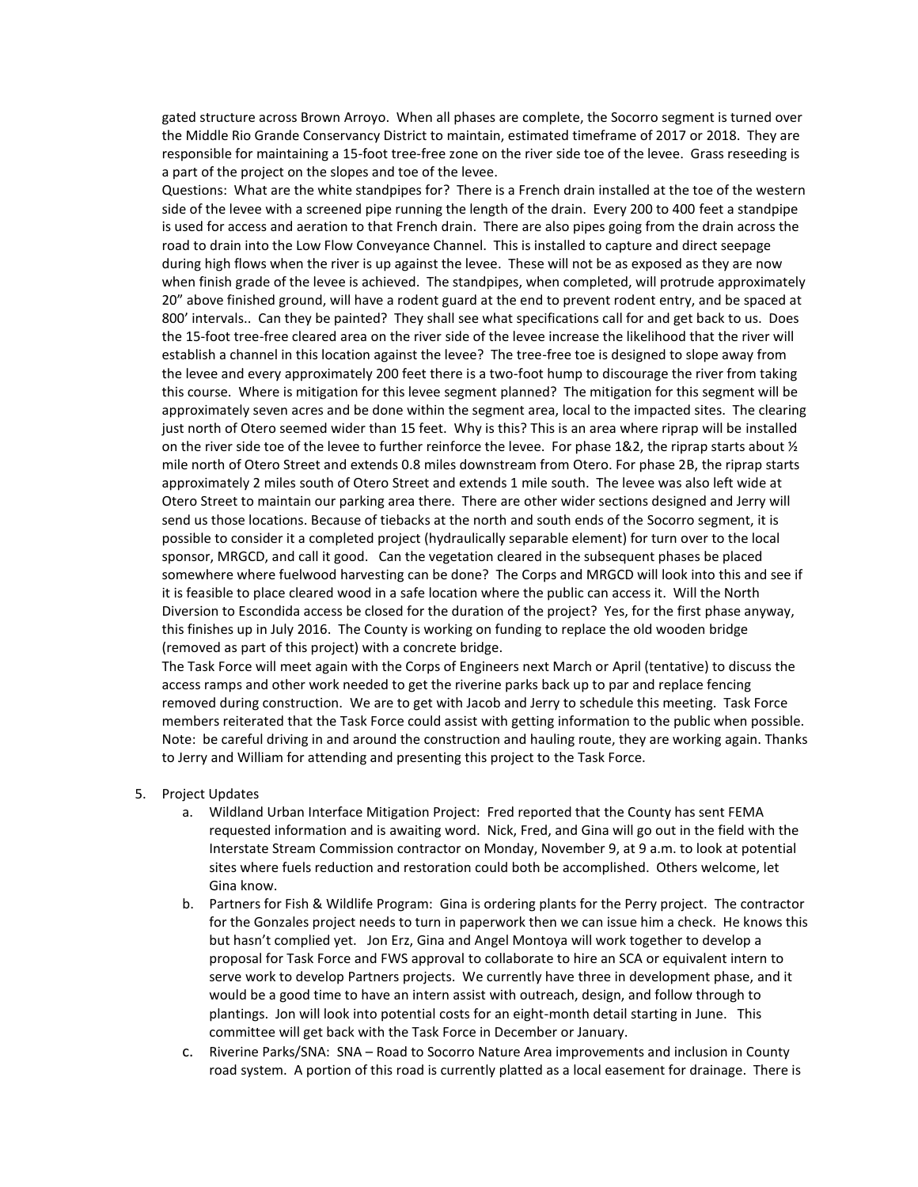gated structure across Brown Arroyo. When all phases are complete, the Socorro segment is turned over the Middle Rio Grande Conservancy District to maintain, estimated timeframe of 2017 or 2018. They are responsible for maintaining a 15-foot tree-free zone on the river side toe of the levee. Grass reseeding is a part of the project on the slopes and toe of the levee.

Questions: What are the white standpipes for? There is a French drain installed at the toe of the western side of the levee with a screened pipe running the length of the drain. Every 200 to 400 feet a standpipe is used for access and aeration to that French drain. There are also pipes going from the drain across the road to drain into the Low Flow Conveyance Channel. This is installed to capture and direct seepage during high flows when the river is up against the levee. These will not be as exposed as they are now when finish grade of the levee is achieved. The standpipes, when completed, will protrude approximately 20" above finished ground, will have a rodent guard at the end to prevent rodent entry, and be spaced at 800' intervals.. Can they be painted? They shall see what specifications call for and get back to us. Does the 15-foot tree-free cleared area on the river side of the levee increase the likelihood that the river will establish a channel in this location against the levee? The tree-free toe is designed to slope away from the levee and every approximately 200 feet there is a two-foot hump to discourage the river from taking this course. Where is mitigation for this levee segment planned? The mitigation for this segment will be approximately seven acres and be done within the segment area, local to the impacted sites. The clearing just north of Otero seemed wider than 15 feet. Why is this? This is an area where riprap will be installed on the river side toe of the levee to further reinforce the levee. For phase 1&2, the riprap starts about ½ mile north of Otero Street and extends 0.8 miles downstream from Otero. For phase 2B, the riprap starts approximately 2 miles south of Otero Street and extends 1 mile south. The levee was also left wide at Otero Street to maintain our parking area there. There are other wider sections designed and Jerry will send us those locations. Because of tiebacks at the north and south ends of the Socorro segment, it is possible to consider it a completed project (hydraulically separable element) for turn over to the local sponsor, MRGCD, and call it good. Can the vegetation cleared in the subsequent phases be placed somewhere where fuelwood harvesting can be done? The Corps and MRGCD will look into this and see if it is feasible to place cleared wood in a safe location where the public can access it. Will the North Diversion to Escondida access be closed for the duration of the project? Yes, for the first phase anyway, this finishes up in July 2016. The County is working on funding to replace the old wooden bridge (removed as part of this project) with a concrete bridge.

The Task Force will meet again with the Corps of Engineers next March or April (tentative) to discuss the access ramps and other work needed to get the riverine parks back up to par and replace fencing removed during construction. We are to get with Jacob and Jerry to schedule this meeting. Task Force members reiterated that the Task Force could assist with getting information to the public when possible. Note: be careful driving in and around the construction and hauling route, they are working again. Thanks to Jerry and William for attending and presenting this project to the Task Force.

5. Project Updates
   a. Wildland Urban Interface Mitigation Project: Fred reported that the County has sent FEMA requested information and is awaiting word. Nick, Fred, and Gina will go out in the field with the Interstate Stream Commission contractor on Monday, November 9, at 9 a.m. to look at potential sites where fuels reduction and restoration could both be accomplished. Others welcome, let Gina know.
   b. Partners for Fish & Wildlife Program: Gina is ordering plants for the Perry project. The contractor for the Gonzales project needs to turn in paperwork then we can issue him a check. He knows this but hasn't complied yet. Jon Erz, Gina and Angel Montoya will work together to develop a proposal for Task Force and FWS approval to collaborate to hire an SCA or equivalent intern to serve work to develop Partners projects. We currently have three in development phase, and it would be a good time to have an intern assist with outreach, design, and follow through to plantings. Jon will look into potential costs for an eight-month detail starting in June. This committee will get back with the Task Force in December or January.
   c. Riverine Parks/SNA: SNA – Road to Socorro Nature Area improvements and inclusion in County road system. A portion of this road is currently platted as a local easement for drainage. There is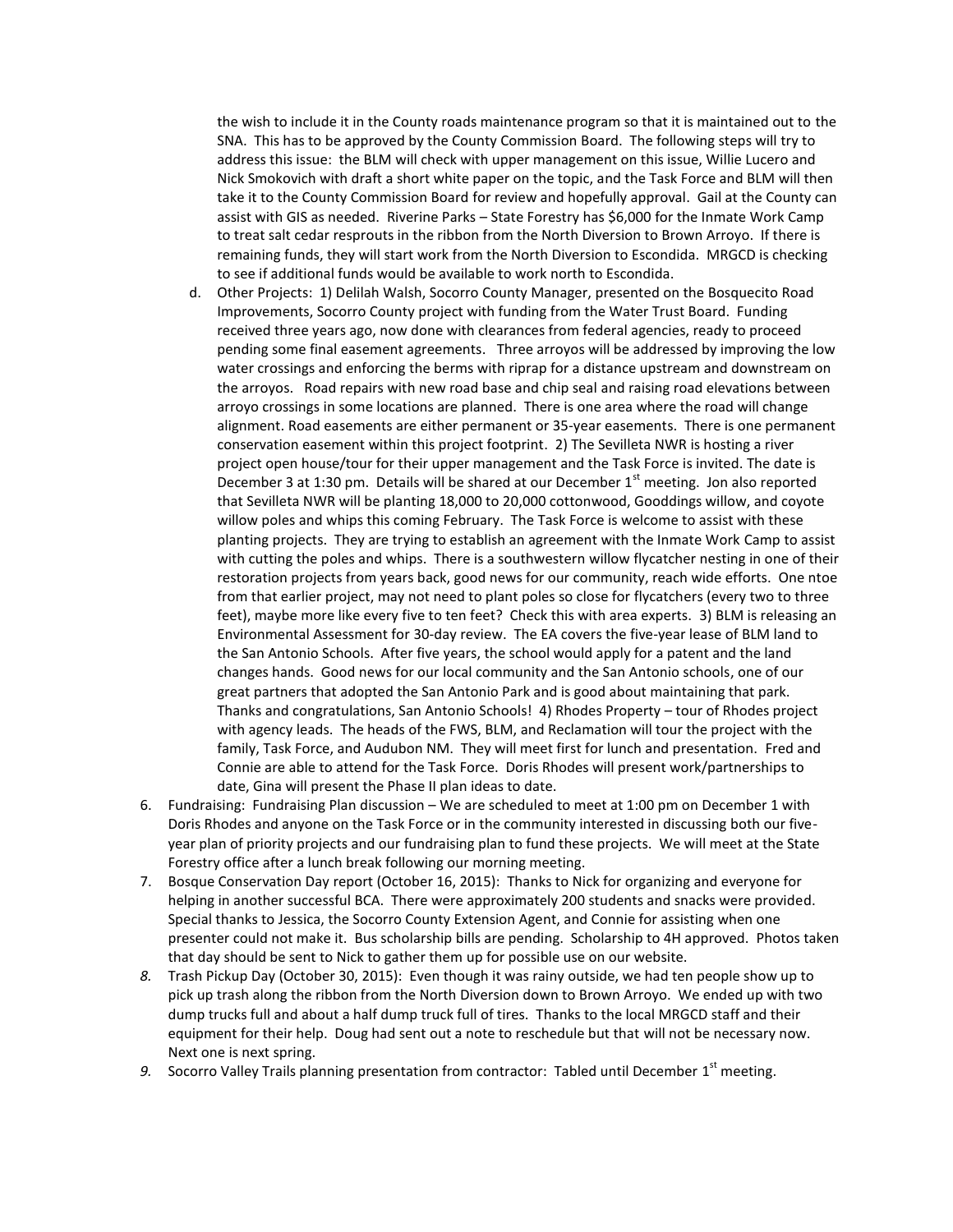the wish to include it in the County roads maintenance program so that it is maintained out to the SNA. This has to be approved by the County Commission Board. The following steps will try to address this issue: the BLM will check with upper management on this issue, Willie Lucero and Nick Smokovich with draft a short white paper on the topic, and the Task Force and BLM will then take it to the County Commission Board for review and hopefully approval. Gail at the County can assist with GIS as needed. Riverine Parks – State Forestry has $6,000 for the Inmate Work Camp to treat salt cedar resprouts in the ribbon from the North Diversion to Brown Arroyo. If there is remaining funds, they will start work from the North Diversion to Escondida. MRGCD is checking to see if additional funds would be available to work north to Escondida.

d. Other Projects: 1) Delilah Walsh, Socorro County Manager, presented on the Bosquecito Road Improvements, Socorro County project with funding from the Water Trust Board. Funding received three years ago, now done with clearances from federal agencies, ready to proceed pending some final easement agreements. Three arroyos will be addressed by improving the low water crossings and enforcing the berms with riprap for a distance upstream and downstream on the arroyos. Road repairs with new road base and chip seal and raising road elevations between arroyo crossings in some locations are planned. There is one area where the road will change alignment. Road easements are either permanent or 35-year easements. There is one permanent conservation easement within this project footprint. 2) The Sevilleta NWR is hosting a river project open house/tour for their upper management and the Task Force is invited. The date is December 3 at 1:30 pm. Details will be shared at our December 1st meeting. Jon also reported that Sevilleta NWR will be planting 18,000 to 20,000 cottonwood, Gooddings willow, and coyote willow poles and whips this coming February. The Task Force is welcome to assist with these planting projects. They are trying to establish an agreement with the Inmate Work Camp to assist with cutting the poles and whips. There is a southwestern willow flycatcher nesting in one of their restoration projects from years back, good news for our community, reach wide efforts. One ntoe from that earlier project, may not need to plant poles so close for flycatchers (every two to three feet), maybe more like every five to ten feet? Check this with area experts. 3) BLM is releasing an Environmental Assessment for 30-day review. The EA covers the five-year lease of BLM land to the San Antonio Schools. After five years, the school would apply for a patent and the land changes hands. Good news for our local community and the San Antonio schools, one of our great partners that adopted the San Antonio Park and is good about maintaining that park. Thanks and congratulations, San Antonio Schools! 4) Rhodes Property – tour of Rhodes project with agency leads. The heads of the FWS, BLM, and Reclamation will tour the project with the family, Task Force, and Audubon NM. They will meet first for lunch and presentation. Fred and Connie are able to attend for the Task Force. Doris Rhodes will present work/partnerships to date, Gina will present the Phase II plan ideas to date.

6. Fundraising: Fundraising Plan discussion – We are scheduled to meet at 1:00 pm on December 1 with Doris Rhodes and anyone on the Task Force or in the community interested in discussing both our five-year plan of priority projects and our fundraising plan to fund these projects. We will meet at the State Forestry office after a lunch break following our morning meeting.
7. Bosque Conservation Day report (October 16, 2015): Thanks to Nick for organizing and everyone for helping in another successful BCA. There were approximately 200 students and snacks were provided. Special thanks to Jessica, the Socorro County Extension Agent, and Connie for assisting when one presenter could not make it. Bus scholarship bills are pending. Scholarship to 4H approved. Photos taken that day should be sent to Nick to gather them up for possible use on our website.
8. Trash Pickup Day (October 30, 2015): Even though it was rainy outside, we had ten people show up to pick up trash along the ribbon from the North Diversion down to Brown Arroyo. We ended up with two dump trucks full and about a half dump truck full of tires. Thanks to the local MRGCD staff and their equipment for their help. Doug had sent out a note to reschedule but that will not be necessary now. Next one is next spring.
9. Socorro Valley Trails planning presentation from contractor: Tabled until December 1st meeting.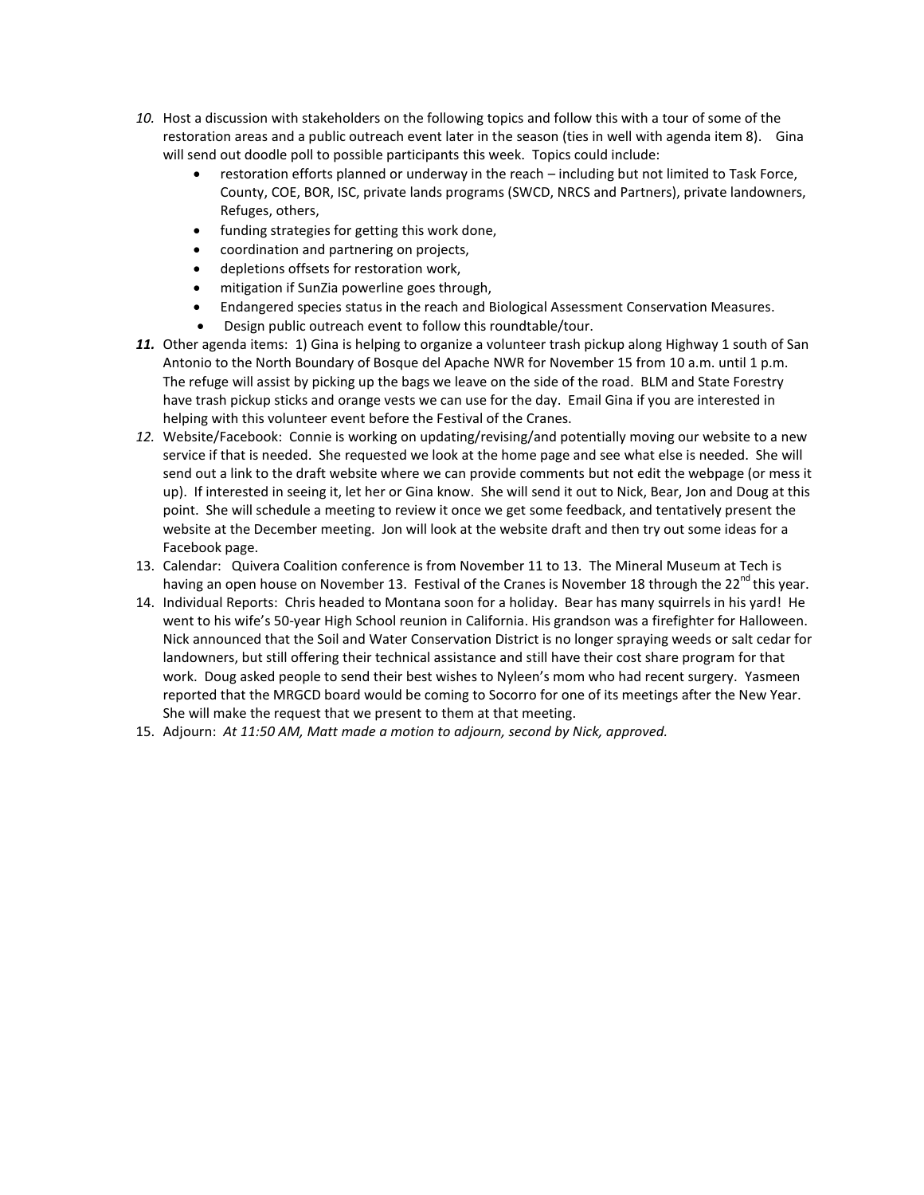10. Host a discussion with stakeholders on the following topics and follow this with a tour of some of the restoration areas and a public outreach event later in the season (ties in well with agenda item 8). Gina will send out doodle poll to possible participants this week. Topics could include:
    - restoration efforts planned or underway in the reach – including but not limited to Task Force, County, COE, BOR, ISC, private lands programs (SWCD, NRCS and Partners), private landowners, Refuges, others,
    - funding strategies for getting this work done,
    - coordination and partnering on projects,
    - depletions offsets for restoration work,
    - mitigation if SunZia powerline goes through,
    - Endangered species status in the reach and Biological Assessment Conservation Measures.
    - Design public outreach event to follow this roundtable/tour.
11. Other agenda items: 1) Gina is helping to organize a volunteer trash pickup along Highway 1 south of San Antonio to the North Boundary of Bosque del Apache NWR for November 15 from 10 a.m. until 1 p.m. The refuge will assist by picking up the bags we leave on the side of the road. BLM and State Forestry have trash pickup sticks and orange vests we can use for the day. Email Gina if you are interested in helping with this volunteer event before the Festival of the Cranes.
12. Website/Facebook: Connie is working on updating/revising/and potentially moving our website to a new service if that is needed. She requested we look at the home page and see what else is needed. She will send out a link to the draft website where we can provide comments but not edit the webpage (or mess it up). If interested in seeing it, let her or Gina know. She will send it out to Nick, Bear, Jon and Doug at this point. She will schedule a meeting to review it once we get some feedback, and tentatively present the website at the December meeting. Jon will look at the website draft and then try out some ideas for a Facebook page.
13. Calendar: Quivera Coalition conference is from November 11 to 13. The Mineral Museum at Tech is having an open house on November 13. Festival of the Cranes is November 18 through the 22nd this year.
14. Individual Reports: Chris headed to Montana soon for a holiday. Bear has many squirrels in his yard! He went to his wife's 50-year High School reunion in California. His grandson was a firefighter for Halloween. Nick announced that the Soil and Water Conservation District is no longer spraying weeds or salt cedar for landowners, but still offering their technical assistance and still have their cost share program for that work. Doug asked people to send their best wishes to Nyleen's mom who had recent surgery. Yasmeen reported that the MRGCD board would be coming to Socorro for one of its meetings after the New Year. She will make the request that we present to them at that meeting.
15. Adjourn: *At 11:50 AM, Matt made a motion to adjourn, second by Nick, approved.*